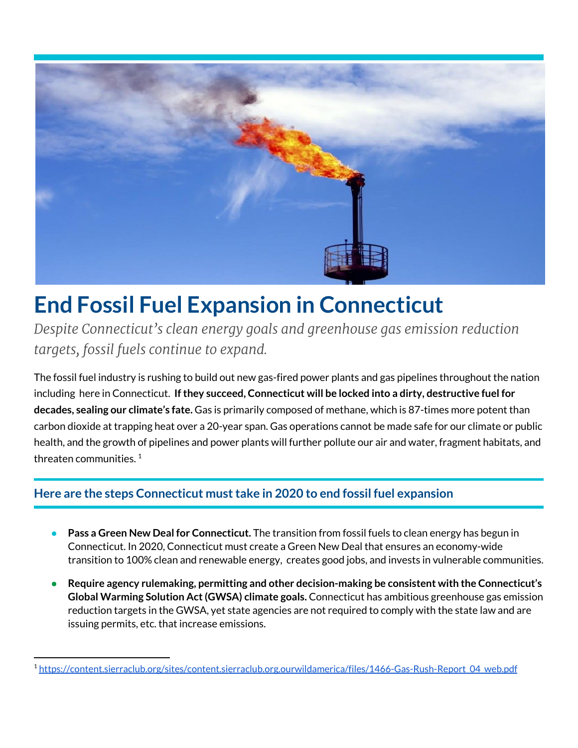# End Fossil Fuel Expansion in Connecticut

*Despite Connecticut's clean energy goals and greenhouse gas emission reduction targets, fossil fuels continue to expand.*

The fossil fuel industry is rushing to build out new gas-fired power plants and gas pipelines throughout the nation including here in Connecticut. **If they succeed, Connecticut will be locked into a dirty, destructive fuel for decades, sealing our climate's fate.** Gas is primarily composed of methane, which is 87-times more potent than carbon dioxide at trapping heat over a 20-year span. Gas operations cannot be made safe for our climate or public health, and the growth of pipelines and power plants will further pollute our air and water, fragment habitats, and threaten communities. [1]

## Here are the steps Connecticut must take in 2020 to end fossil fuel expansion

- **Pass a Green New Deal for Connecticut.** The transition from fossil fuels to clean energy has begun in Connecticut. In 2020, Connecticut must create a Green New Deal that ensures an economy-wide transition to 100% clean and renewable energy, creates good jobs, and invests in vulnerable communities.
- **Require agency rulemaking, permitting and other decision-making be consistent with the Connecticut's Global Warming Solution Act (GWSA) climate goals.** Connecticut has ambitious greenhouse gas emission reduction targets in the GWSA, yet state agencies are not required to comply with the state law and are issuing permits, etc. that increase emissions.

---

[1] https://content.sierraclub.org/sites/content.sierraclub.org.ourwildamerica/files/1466-Gas-Rush-Report_04_web.pdf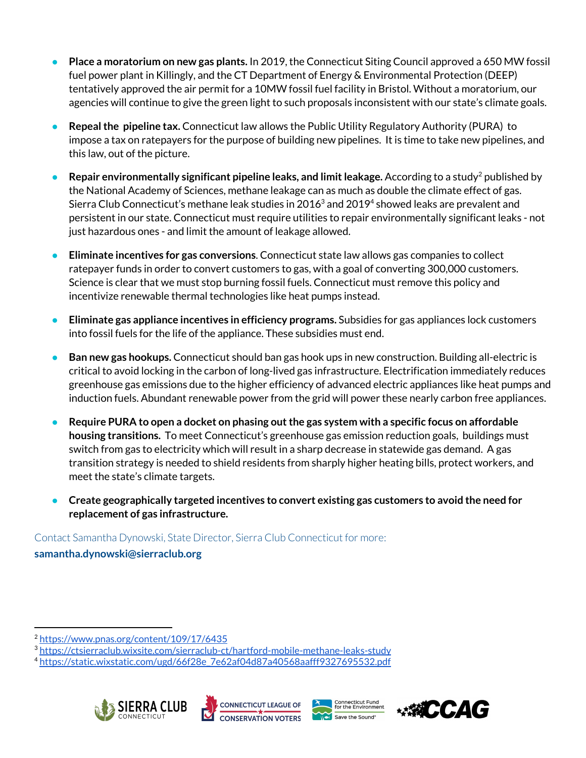- **Place a moratorium on new gas plants.** In 2019, the Connecticut Siting Council approved a 650 MW fossil fuel power plant in Killingly, and the CT Department of Energy & Environmental Protection (DEEP) tentatively approved the air permit for a 10MW fossil fuel facility in Bristol. Without a moratorium, our agencies will continue to give the green light to such proposals inconsistent with our state's climate goals.

- **Repeal the pipeline tax.** Connecticut law allows the Public Utility Regulatory Authority (PURA) to impose a tax on ratepayers for the purpose of building new pipelines. It is time to take new pipelines, and this law, out of the picture.

- **Repair environmentally significant pipeline leaks, and limit leakage.** According to a study[2] published by the National Academy of Sciences, methane leakage can as much as double the climate effect of gas. Sierra Club Connecticut's methane leak studies in 2016[3] and 2019[4] showed leaks are prevalent and persistent in our state. Connecticut must require utilities to repair environmentally significant leaks - not just hazardous ones - and limit the amount of leakage allowed.

- **Eliminate incentives for gas conversions**. Connecticut state law allows gas companies to collect ratepayer funds in order to convert customers to gas, with a goal of converting 300,000 customers. Science is clear that we must stop burning fossil fuels. Connecticut must remove this policy and incentivize renewable thermal technologies like heat pumps instead.

- **Eliminate gas appliance incentives in efficiency programs.** Subsidies for gas appliances lock customers into fossil fuels for the life of the appliance. These subsidies must end.

- **Ban new gas hookups.** Connecticut should ban gas hook ups in new construction. Building all-electric is critical to avoid locking in the carbon of long-lived gas infrastructure. Electrification immediately reduces greenhouse gas emissions due to the higher efficiency of advanced electric appliances like heat pumps and induction fuels. Abundant renewable power from the grid will power these nearly carbon free appliances.

- **Require PURA to open a docket on phasing out the gas system with a specific focus on affordable housing transitions.** To meet Connecticut's greenhouse gas emission reduction goals, buildings must switch from gas to electricity which will result in a sharp decrease in statewide gas demand. A gas transition strategy is needed to shield residents from sharply higher heating bills, protect workers, and meet the state's climate targets.

- **Create geographically targeted incentives to convert existing gas customers to avoid the need for replacement of gas infrastructure.**

Contact Samantha Dynowski, State Director, Sierra Club Connecticut for more:
**samantha.dynowski@sierraclub.org**

[2] https://www.pnas.org/content/109/17/6435
[3] https://ctsierraclub.wixsite.com/sierraclub-ct/hartford-mobile-methane-leaks-study
[4] https://static.wixstatic.com/ugd/66f28e_7e62af04d87a40568aafff9327695532.pdf

SIERRA CLUB CONNECTICUT | CONNECTICUT LEAGUE OF CONSERVATION VOTERS | Connecticut Fund for the Environment Save the Sound | CCAG